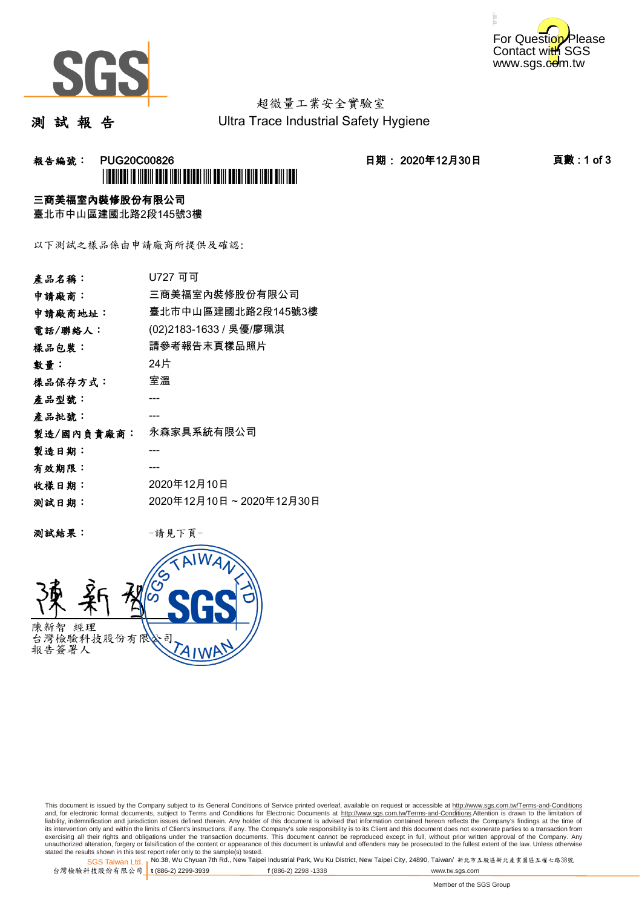For Question Please Contact with SGS www.sgs.com.tw

超微量工業安全實驗室
Ultra Trace Industrial Safety Hygiene

# 測 試 報 告

**報告編號： PUG20C00826** **日期： 2020年12月30日**

**三商美福室內裝修股份有限公司**
臺北市中山區建國北路2段145號3樓

以下測試之樣品係由申請廠商所提供及確認:

| | |
|---|---|
| **產品名稱：** | U727 可可 |
| **申請廠商：** | 三商美福室內裝修股份有限公司 |
| **申請廠商地址：** | 臺北市中山區建國北路2段145號3樓 |
| **電話/聯絡人：** | (02)2183-1633 / 吳優/廖珮淇 |
| **樣品包裝：** | 請參考報告末頁樣品照片 |
| **數量：** | 24片 |
| **樣品保存方式：** | 室溫 |
| **產品型號：** | --- |
| **產品批號：** | --- |
| **製造/國內負責廠商：** | 永森家具系統有限公司 |
| **製造日期：** | --- |
| **有效期限：** | --- |
| **收樣日期：** | 2020年12月10日 |
| **測試日期：** | 2020年12月10日 ~ 2020年12月30日 |

**測試結果：** -請見下頁-

陳新智 經理
台灣檢驗科技股份有限公司
報告簽署人

This document is issued by the Company subject to its General Conditions of Service printed overleaf, available on request or accessible at http://www.sgs.com.tw/Terms-and-Conditions and, for electronic format documents, subject to Terms and Conditions for Electronic Documents at http://www.sgs.com.tw/Terms-and-Conditions.Attention is drawn to the limitation of liability, indemnification and jurisdiction issues defined therein. Any holder of this document is advised that information contained hereon reflects the Company's findings at the time of its intervention only and within the limits of Client's instructions, if any. The Company's sole responsibility is to its Client and this document does not exonerate parties to a transaction from exercising all their rights and obligations under the transaction documents. This document cannot be reproduced except in full, without prior written approval of the Company. Any unauthorized alteration, forgery or falsification of the content or appearance of this document is unlawful and offenders may be prosecuted to the fullest extent of the law. Unless otherwise stated the results shown in this test report refer only to the sample(s) tested.

SGS Taiwan Ltd. 台灣檢驗科技股份有限公司 | No.38, Wu Chyuan 7th Rd., New Taipei Industrial Park, Wu Ku District, New Taipei City, 24890, Taiwan/ 新北市五股區新北產業園區五權七路38號 | t (886-2) 2299-3939 | f (886-2) 2298 -1338 | www.tw.sgs.com

Member of the SGS Group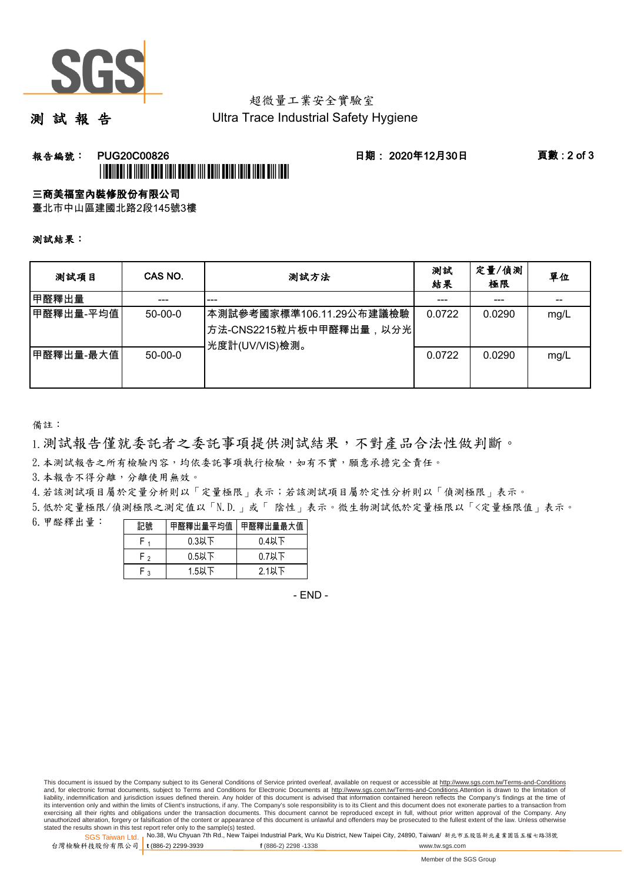測 試 報 告

超微量工業安全實驗室
Ultra Trace Industrial Safety Hygiene

**報告編號： PUG20C00826** **日期： 2020年12月30日**

**三商美福室內裝修股份有限公司**
臺北市中山區建國北路2段145號3樓

**測試結果：**

| 測試項目 | CAS NO. | 測試方法 | 測試結果 | 定量/偵測極限 | 單位 |
|---|---|---|---|---|---|
| 甲醛釋出量 | --- | --- | --- | --- | -- |
| 甲醛釋出量-平均值 | 50-00-0 | 本測試參考國家標準106.11.29公布建議檢驗方法-CNS2215粒片板中甲醛釋出量，以分光光度計(UV/VIS)檢測。 | 0.0722 | 0.0290 | mg/L |
| 甲醛釋出量-最大值 | 50-00-0 | | 0.0722 | 0.0290 | mg/L |

備註：

1. 測試報告僅就委託者之委託事項提供測試結果，不對產品合法性做判斷。
2. 本測試報告之所有檢驗內容，均依委託事項執行檢驗，如有不實，願意承擔完全責任。
3. 本報告不得分離，分離使用無效。
4. 若該測試項目屬於定量分析則以「定量極限」表示；若該測試項目屬於定性分析則以「偵測極限」表示。
5. 低於定量極限/偵測極限之測定值以「N.D.」或「 陰性」表示。微生物測試低於定量極限以「<定量極限值」表示。
6. 甲醛釋出量：

| 記號 | 甲醛釋出量平均值 | 甲醛釋出量最大值 |
|---|---|---|
| $F_1$ | 0.3以下 | 0.4以下 |
| $F_2$ | 0.5以下 | 0.7以下 |
| $F_3$ | 1.5以下 | 2.1以下 |

- END -

This document is issued by the Company subject to its General Conditions of Service printed overleaf, available on request or accessible at http://www.sgs.com.tw/Terms-and-Conditions and, for electronic format documents, subject to Terms and Conditions for Electronic Documents at http://www.sgs.com.tw/Terms-and-Conditions.Attention is drawn to the limitation of liability, indemnification and jurisdiction issues defined therein. Any holder of this document is advised that information contained hereon reflects the Company's findings at the time of its intervention only and within the limits of Client's instructions, if any. The Company's sole responsibility is to its Client and this document does not exonerate parties to a transaction from exercising all their rights and obligations under the transaction documents. This document cannot be reproduced except in full, without prior written approval of the Company. Any unauthorized alteration, forgery or falsification of the content or appearance of this document is unlawful and offenders may be prosecuted to the fullest extent of the law. Unless otherwise stated the results shown in this test report refer only to the sample(s) tested.

SGS Taiwan Ltd. 台灣檢驗科技股份有限公司 | No.38, Wu Chyuan 7th Rd., New Taipei Industrial Park, Wu Ku District, New Taipei City, 24890, Taiwan/ 新北市五股區新北產業園區五權七路38號 | t (886-2) 2299-3939 f (886-2) 2298 -1338 www.tw.sgs.com

Member of the SGS Group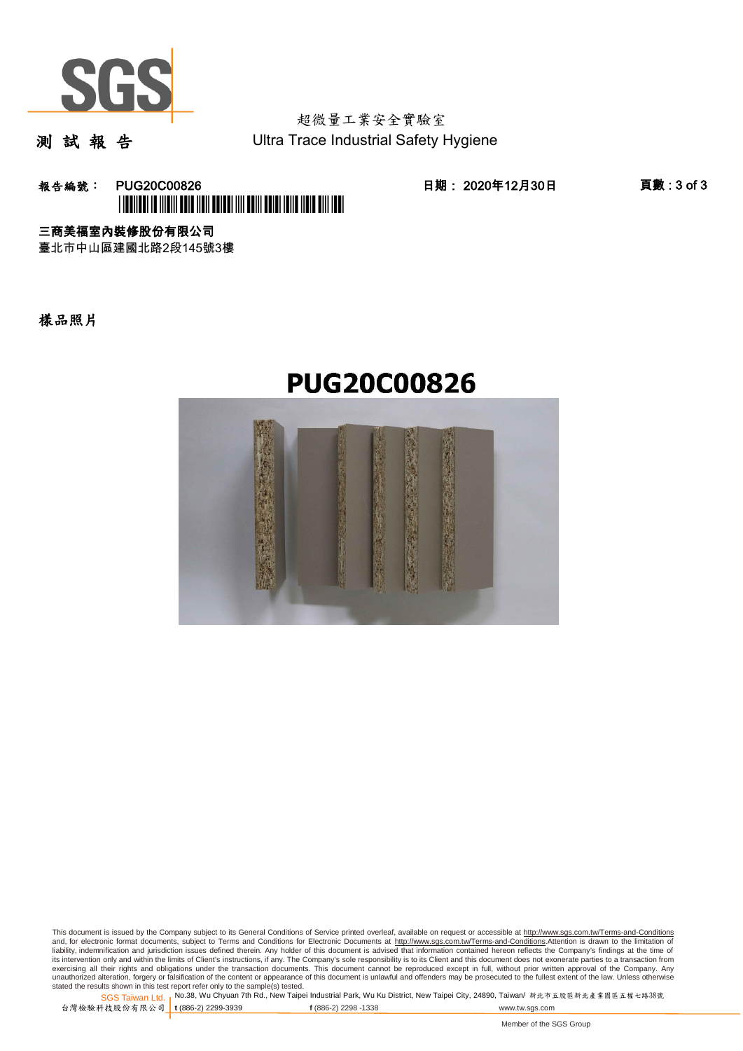# 測 試 報 告

超微量工業安全實驗室
Ultra Trace Industrial Safety Hygiene

**報告編號：** PUG20C00826　　**日期：** 2020年12月30日

**三商美福室內裝修股份有限公司**
臺北市中山區建國北路2段145號3樓

## 樣品照片

**PUG20C00826**

This document is issued by the Company subject to its General Conditions of Service printed overleaf, available on request or accessible at http://www.sgs.com.tw/Terms-and-Conditions and, for electronic format documents, subject to Terms and Conditions for Electronic Documents at http://www.sgs.com.tw/Terms-and-Conditions.Attention is drawn to the limitation of liability, indemnification and jurisdiction issues defined therein. Any holder of this document is advised that information contained hereon reflects the Company's findings at the time of its intervention only and within the limits of Client's instructions, if any. The Company's sole responsibility is to its Client and this document does not exonerate parties to a transaction from exercising all their rights and obligations under the transaction documents. This document cannot be reproduced except in full, without prior written approval of the Company. Any unauthorized alteration, forgery or falsification of the content or appearance of this document is unlawful and offenders may be prosecuted to the fullest extent of the law. Unless otherwise stated the results shown in this test report refer only to the sample(s) tested.

SGS Taiwan Ltd. 台灣檢驗科技股份有限公司 | No.38, Wu Chyuan 7th Rd., New Taipei Industrial Park, Wu Ku District, New Taipei City, 24890, Taiwan/ 新北市五股區新北產業園區五權七路38號
t (886-2) 2299-3939　f (886-2) 2298 -1338　www.tw.sgs.com

Member of the SGS Group